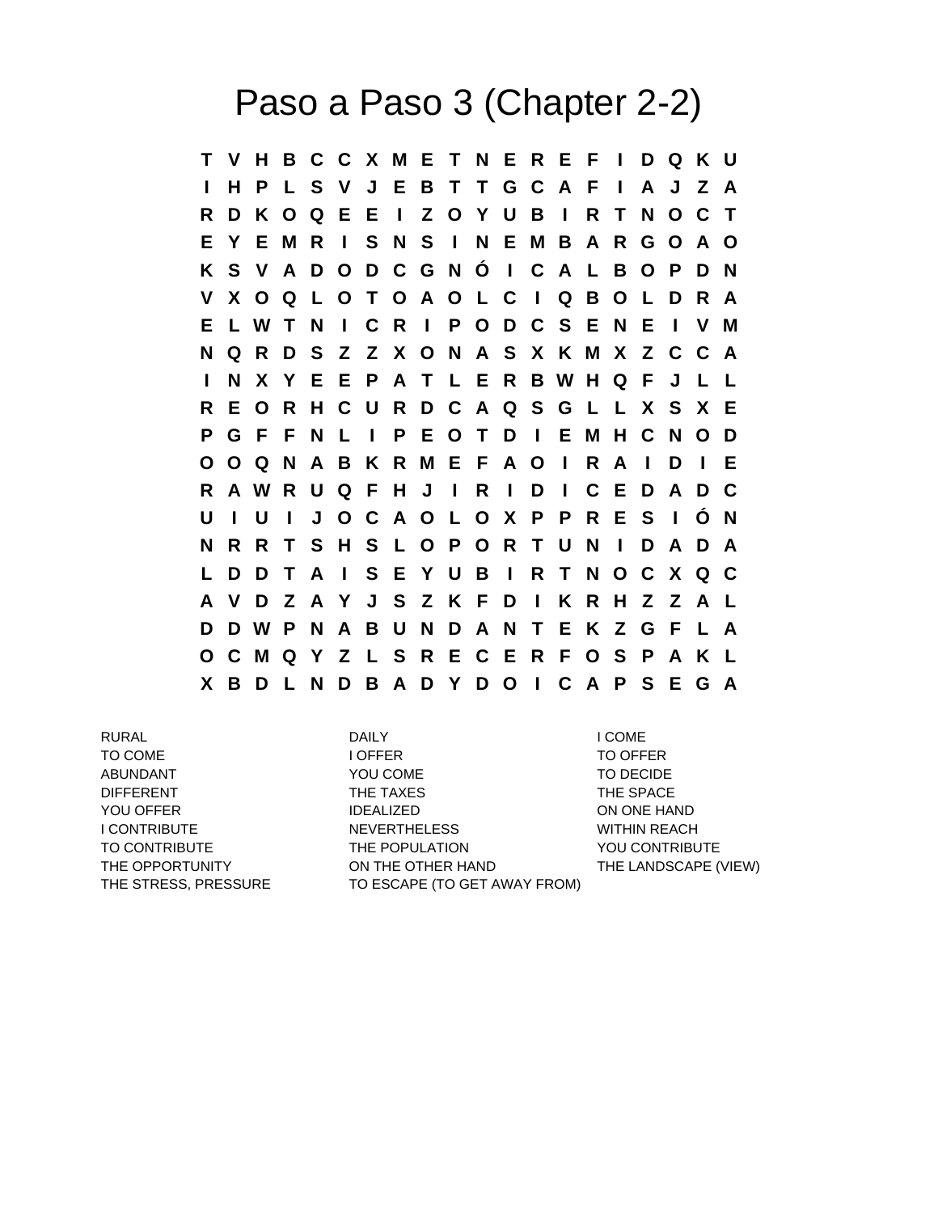# Paso a Paso 3 (Chapter 2-2)

```
T V H B C C X M E T N E R E F I D Q K U
I H P L S V J E B T T G C A F I A J Z A
R D K O Q E E I Z O Y U B I R T N O C T
E Y E M R I S N S I N E M B A R G O A O
K S V A D O D C G N Ó I C A L B O P D N
V X O Q L O T O A O L C I Q B O L D R A
E L W T N I C R I P O D C S E N E I V M
N Q R D S Z Z X O N A S X K M X Z C C A
I N X Y E E P A T L E R B W H Q F J L L
R E O R H C U R D C A Q S G L L X S X E
P G F F N L I P E O T D I E M H C N O D
O O Q N A B K R M E F A O I R A I D I E
R A W R U Q F H J I R I D I C E D A D C
U I U I J O C A O L O X P P R E S I Ó N
N R R T S H S L O P O R T U N I D A D A
L D D T A I S E Y U B I R T N O C X Q C
A V D Z A Y J S Z K F D I K R H Z Z A L
D D W P N A B U N D A N T E K Z G F L A
O C M Q Y Z L S R E C E R F O S P A K L
X B D L N D B A D Y D O I C A P S E G A
```

| | | |
|---|---|---|
| RURAL | DAILY | I COME |
| TO COME | I OFFER | TO OFFER |
| ABUNDANT | YOU COME | TO DECIDE |
| DIFFERENT | THE TAXES | THE SPACE |
| YOU OFFER | IDEALIZED | ON ONE HAND |
| I CONTRIBUTE | NEVERTHELESS | WITHIN REACH |
| TO CONTRIBUTE | THE POPULATION | YOU CONTRIBUTE |
| THE OPPORTUNITY | ON THE OTHER HAND | THE LANDSCAPE (VIEW) |
| THE STRESS, PRESSURE | TO ESCAPE (TO GET AWAY FROM) | |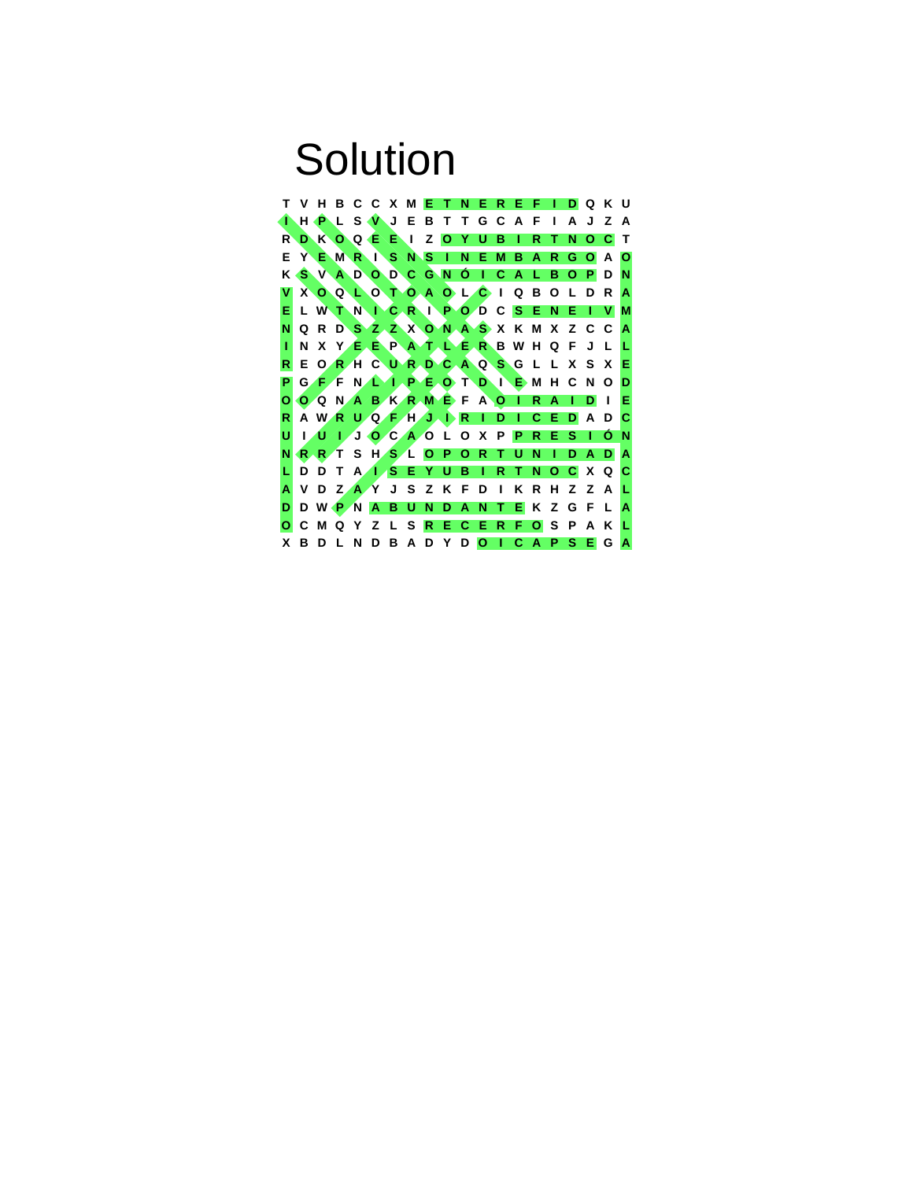# Solution

| | | | | | | | | | | | | | | | | | | | |
|---|---|---|---|---|---|---|---|---|---|---|---|---|---|---|---|---|---|---|---|
| T | V | H | B | C | C | X | M | E | T | N | E | R | E | F | I | D | Q | K | U |
| I | H | P | L | S | V | J | E | B | T | T | G | C | A | F | I | A | J | Z | A |
| R | D | K | O | Q | E | E | I | Z | O | Y | U | B | I | R | T | N | O | C | T |
| E | Y | E | M | R | I | S | N | S | I | N | E | M | B | A | R | G | O | A | O |
| K | S | V | A | D | O | D | C | G | N | Ó | I | C | A | L | B | O | P | D | N |
| V | X | O | Q | L | O | T | O | A | O | L | C | I | Q | B | O | L | D | R | A |
| E | L | W | T | N | I | C | R | I | P | O | D | C | S | E | N | E | I | V | M |
| N | Q | R | D | S | Z | Z | X | O | N | A | S | X | K | M | X | Z | C | C | A |
| I | N | X | Y | E | E | P | A | T | L | E | R | B | W | H | Q | F | J | L | L |
| R | E | O | R | H | C | U | R | D | C | A | Q | S | G | L | L | X | S | X | E |
| P | G | F | F | N | L | I | P | E | O | T | D | I | E | M | H | C | N | O | D |
| O | O | Q | N | A | B | K | R | M | E | F | A | O | I | R | A | I | D | I | E |
| R | A | W | R | U | Q | F | H | J | I | R | I | D | I | C | E | D | A | D | C |
| U | I | U | I | J | O | C | A | O | L | O | X | P | P | R | E | S | I | Ó | N |
| N | R | R | T | S | H | S | L | O | P | O | R | T | U | N | I | D | A | D | A |
| L | D | D | T | A | I | S | E | Y | U | B | I | R | T | N | O | C | X | Q | C |
| A | V | D | Z | A | Y | J | S | Z | K | F | D | I | K | R | H | Z | Z | A | L |
| D | D | W | P | N | A | B | U | N | D | A | N | T | E | K | Z | G | F | L | A |
| O | C | M | Q | Y | Z | L | S | R | E | C | E | R | F | O | S | P | A | K | L |
| X | B | D | L | N | D | B | A | D | Y | D | O | I | C | A | P | S | E | G | A |